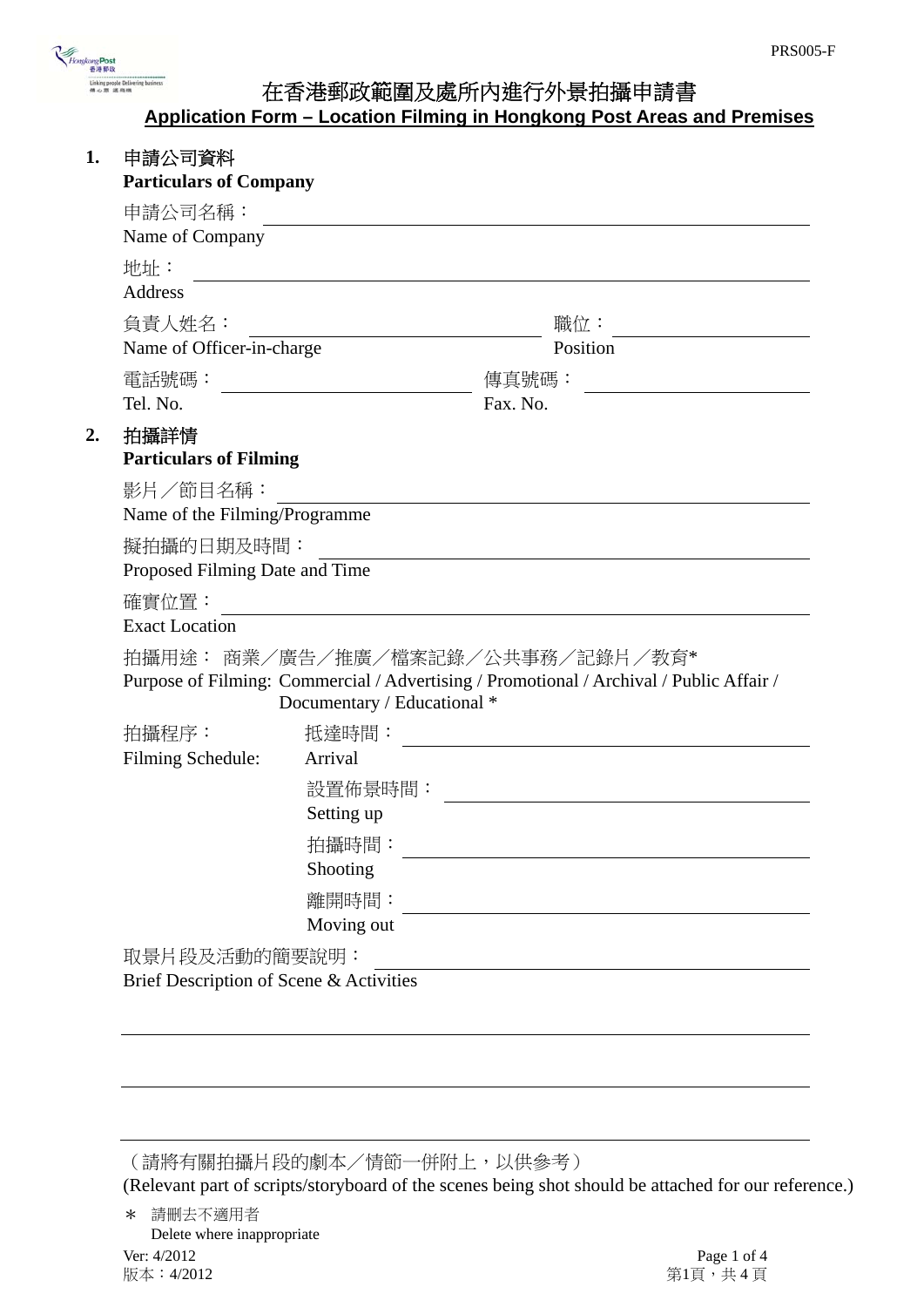PRS005-F

# 在香港郵政範圍及處所內進行外景拍攝申請書

## Application Form – Location Filming in Hongkong Post Areas and Premises

**1. 申請公司資料**
**Particulars of Company**

申請公司名稱：
Name of Company ______________________________

地址：
Address ______________________________

負責人姓名：
Name of Officer-in-charge ______________________________

職位：
Position ______________________________

電話號碼：
Tel. No. ______________________________

傳真號碼：
Fax. No. ______________________________

**2. 拍攝詳情**
**Particulars of Filming**

影片／節目名稱：
Name of the Filming/Programme ______________________________

擬拍攝的日期及時間：
Proposed Filming Date and Time ______________________________

確實位置：
Exact Location ______________________________

拍攝用途： 商業／廣告／推廣／檔案記錄／公共事務／記錄片／教育*
Purpose of Filming: Commercial / Advertising / Promotional / Archival / Public Affair / Documentary / Educational *

拍攝程序：
Filming Schedule:

抵達時間：
Arrival ______________________________

設置佈景時間：
Setting up ______________________________

拍攝時間：
Shooting ______________________________

離開時間：
Moving out ______________________________

取景片段及活動的簡要說明：
Brief Description of Scene & Activities ______________________________

______________________________

______________________________

______________________________

（請將有關拍攝片段的劇本／情節一併附上，以供參考）
(Relevant part of scripts/storyboard of the scenes being shot should be attached for our reference.)

\* 請刪去不適用者
Delete where inappropriate

Ver: 4/2012
版本：4/2012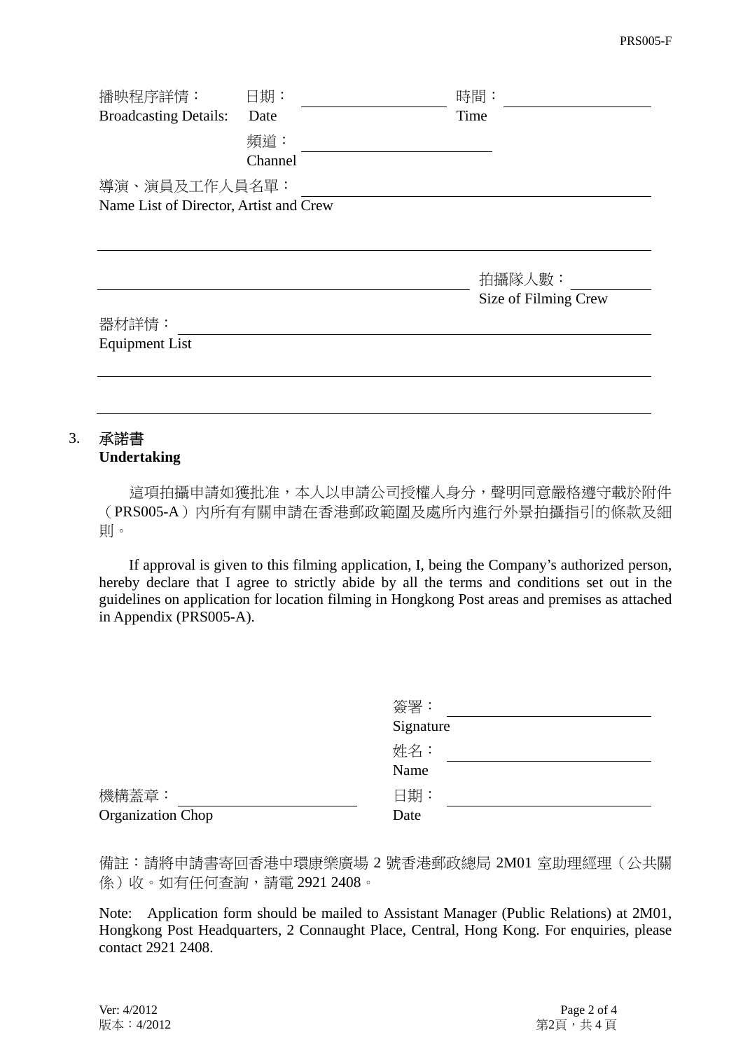播映程序詳情：Broadcasting Details: 日期：Date ________________ 時間：Time ________________

頻道：Channel ________________

導演、演員及工作人員名單：Name List of Director, Artist and Crew ________________

________________________________________

________________________________ 拍攝隊人數：Size of Filming Crew ________

器材詳情：Equipment List ________________________________

________________________________________

________________________________________

3. **承諾書**
   **Undertaking**

這項拍攝申請如獲批准，本人以申請公司授權人身分，聲明同意嚴格遵守載於附件（PRS005-A）內所有有關申請在香港郵政範圍及處所內進行外景拍攝指引的條款及細則。

If approval is given to this filming application, I, being the Company's authorized person, hereby declare that I agree to strictly abide by all the terms and conditions set out in the guidelines on application for location filming in Hongkong Post areas and premises as attached in Appendix (PRS005-A).

簽署：Signature ________________

姓名：Name ________________

機構蓋章：Organization Chop ________________ 日期：Date ________________

備註：請將申請書寄回香港中環康樂廣場 2 號香港郵政總局 2M01 室助理經理（公共關係）收。如有任何查詢，請電 2921 2408。

Note: Application form should be mailed to Assistant Manager (Public Relations) at 2M01, Hongkong Post Headquarters, 2 Connaught Place, Central, Hong Kong. For enquiries, please contact 2921 2408.

Ver: 4/2012
版本：4/2012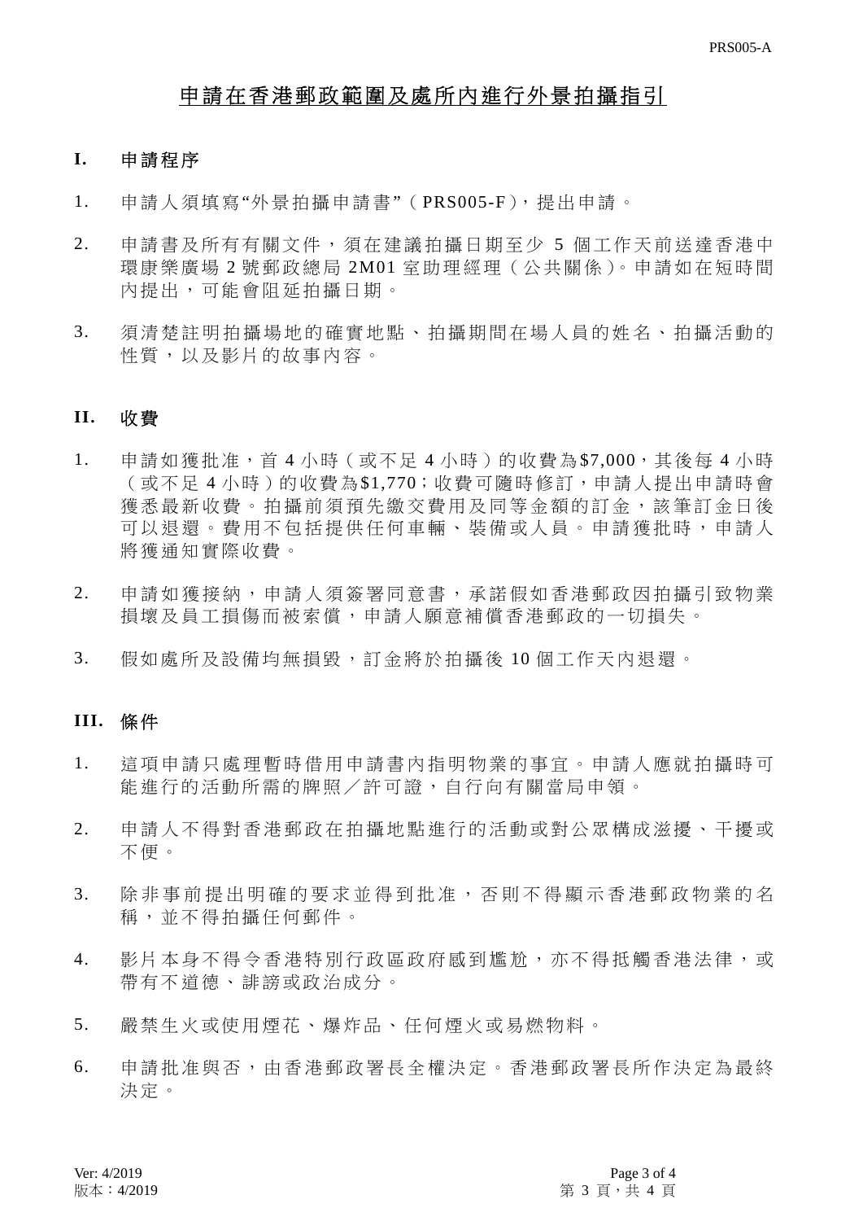# 申請在香港郵政範圍及處所內進行外景拍攝指引

## I. 申請程序

1. 申請人須填寫"外景拍攝申請書"（PRS005-F），提出申請。

2. 申請書及所有有關文件，須在建議拍攝日期至少 5 個工作天前送達香港中環康樂廣場 2 號郵政總局 2M01 室助理經理（公共關係）。申請如在短時間內提出，可能會阻延拍攝日期。

3. 須清楚註明拍攝場地的確實地點、拍攝期間在場人員的姓名、拍攝活動的性質，以及影片的故事內容。

## II. 收費

1. 申請如獲批准，首 4 小時（或不足 4 小時）的收費為$7,000，其後每 4 小時（或不足 4 小時）的收費為$1,770；收費可隨時修訂，申請人提出申請時會獲悉最新收費。拍攝前須預先繳交費用及同等金額的訂金，該筆訂金日後可以退還。費用不包括提供任何車輛、裝備或人員。申請獲批時，申請人將獲通知實際收費。

2. 申請如獲接納，申請人須簽署同意書，承諾假如香港郵政因拍攝引致物業損壞及員工損傷而被索償，申請人願意補償香港郵政的一切損失。

3. 假如處所及設備均無損毀，訂金將於拍攝後 10 個工作天內退還。

## III. 條件

1. 這項申請只處理暫時借用申請書內指明物業的事宜。申請人應就拍攝時可能進行的活動所需的牌照／許可證，自行向有關當局申領。

2. 申請人不得對香港郵政在拍攝地點進行的活動或對公眾構成滋擾、干擾或不便。

3. 除非事前提出明確的要求並得到批准，否則不得顯示香港郵政物業的名稱，並不得拍攝任何郵件。

4. 影片本身不得令香港特別行政區政府感到尷尬，亦不得抵觸香港法律，或帶有不道德、誹謗或政治成分。

5. 嚴禁生火或使用煙花、爆炸品、任何煙火或易燃物料。

6. 申請批准與否，由香港郵政署長全權決定。香港郵政署長所作決定為最終決定。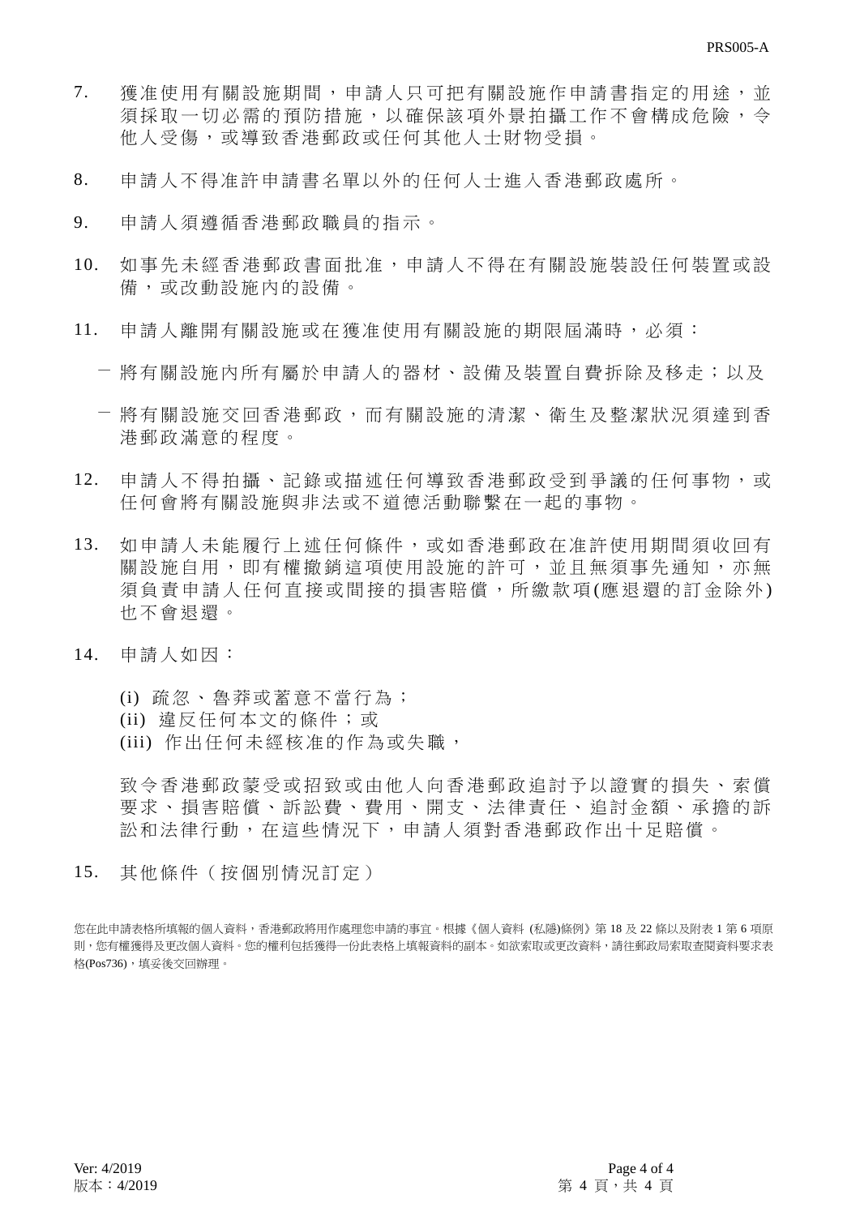7. 獲准使用有關設施期間，申請人只可把有關設施作申請書指定的用途，並須採取一切必需的預防措施，以確保該項外景拍攝工作不會構成危險，令他人受傷，或導致香港郵政或任何其他人士財物受損。

8. 申請人不得准許申請書名單以外的任何人士進入香港郵政處所。

9. 申請人須遵循香港郵政職員的指示。

10. 如事先未經香港郵政書面批准，申請人不得在有關設施裝設任何裝置或設備，或改動設施內的設備。

11. 申請人離開有關設施或在獲准使用有關設施的期限屆滿時，必須：

   - 將有關設施內所有屬於申請人的器材、設備及裝置自費拆除及移走；以及
   - 將有關設施交回香港郵政，而有關設施的清潔、衞生及整潔狀況須達到香港郵政滿意的程度。

12. 申請人不得拍攝、記錄或描述任何導致香港郵政受到爭議的任何事物，或任何會將有關設施與非法或不道德活動聯繫在一起的事物。

13. 如申請人未能履行上述任何條件，或如香港郵政在准許使用期間須收回有關設施自用，即有權撤銷這項使用設施的許可，並且無須事先通知，亦無須負責申請人任何直接或間接的損害賠償，所繳款項(應退還的訂金除外)也不會退還。

14. 申請人如因：

   (i) 疏忽、魯莽或蓄意不當行為；
   (ii) 違反任何本文的條件；或
   (iii) 作出任何未經核准的作為或失職，

   致令香港郵政蒙受或招致或由他人向香港郵政追討予以證實的損失、索償要求、損害賠償、訴訟費、費用、開支、法律責任、追討金額、承擔的訴訟和法律行動，在這些情況下，申請人須對香港郵政作出十足賠償。

15. 其他條件（按個別情況訂定）

您在此申請表格所填報的個人資料，香港郵政將用作處理您申請的事宜。根據《個人資料 (私隱)條例》第 18 及 22 條以及附表 1 第 6 項原則，您有權獲得及更改個人資料。您的權利包括獲得一份此表格上填報資料的副本。如欲索取或更改資料，請往郵政局索取查閱資料要求表格(Pos736)，填妥後交回辦理。

Ver: 4/2019
版本：4/2019